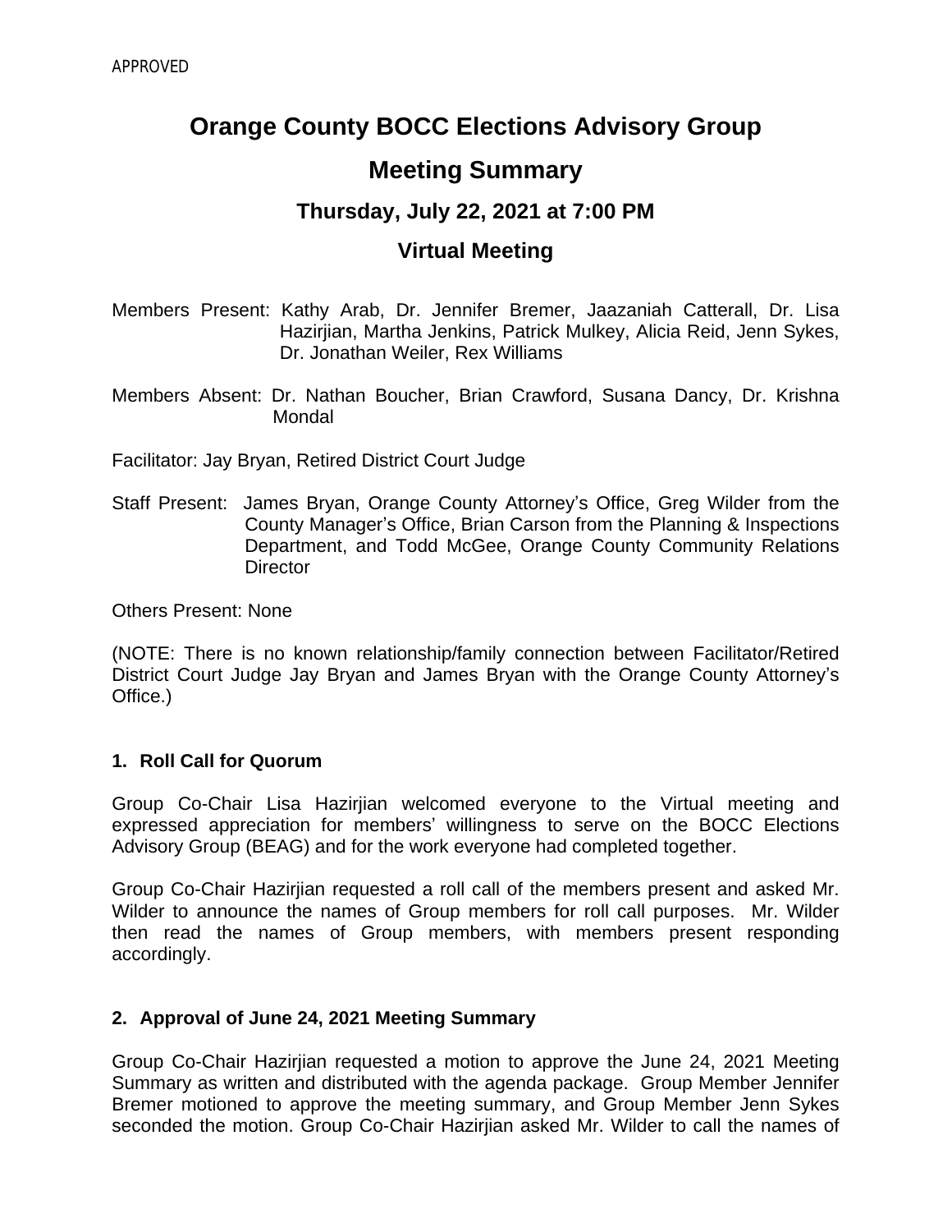APPROVED

# Orange County BOCC Elections Advisory Group

# Meeting Summary

## Thursday, July 22, 2021 at 7:00 PM

## Virtual Meeting

Members Present: Kathy Arab, Dr. Jennifer Bremer, Jaazaniah Catterall, Dr. Lisa Hazirjian, Martha Jenkins, Patrick Mulkey, Alicia Reid, Jenn Sykes, Dr. Jonathan Weiler, Rex Williams

Members Absent: Dr. Nathan Boucher, Brian Crawford, Susana Dancy, Dr. Krishna Mondal

Facilitator: Jay Bryan, Retired District Court Judge

Staff Present: James Bryan, Orange County Attorney's Office, Greg Wilder from the County Manager's Office, Brian Carson from the Planning & Inspections Department, and Todd McGee, Orange County Community Relations Director

Others Present: None

(NOTE: There is no known relationship/family connection between Facilitator/Retired District Court Judge Jay Bryan and James Bryan with the Orange County Attorney's Office.)

### 1. Roll Call for Quorum

Group Co-Chair Lisa Hazirjian welcomed everyone to the Virtual meeting and expressed appreciation for members' willingness to serve on the BOCC Elections Advisory Group (BEAG) and for the work everyone had completed together.

Group Co-Chair Hazirjian requested a roll call of the members present and asked Mr. Wilder to announce the names of Group members for roll call purposes. Mr. Wilder then read the names of Group members, with members present responding accordingly.

### 2. Approval of June 24, 2021 Meeting Summary

Group Co-Chair Hazirjian requested a motion to approve the June 24, 2021 Meeting Summary as written and distributed with the agenda package. Group Member Jennifer Bremer motioned to approve the meeting summary, and Group Member Jenn Sykes seconded the motion. Group Co-Chair Hazirjian asked Mr. Wilder to call the names of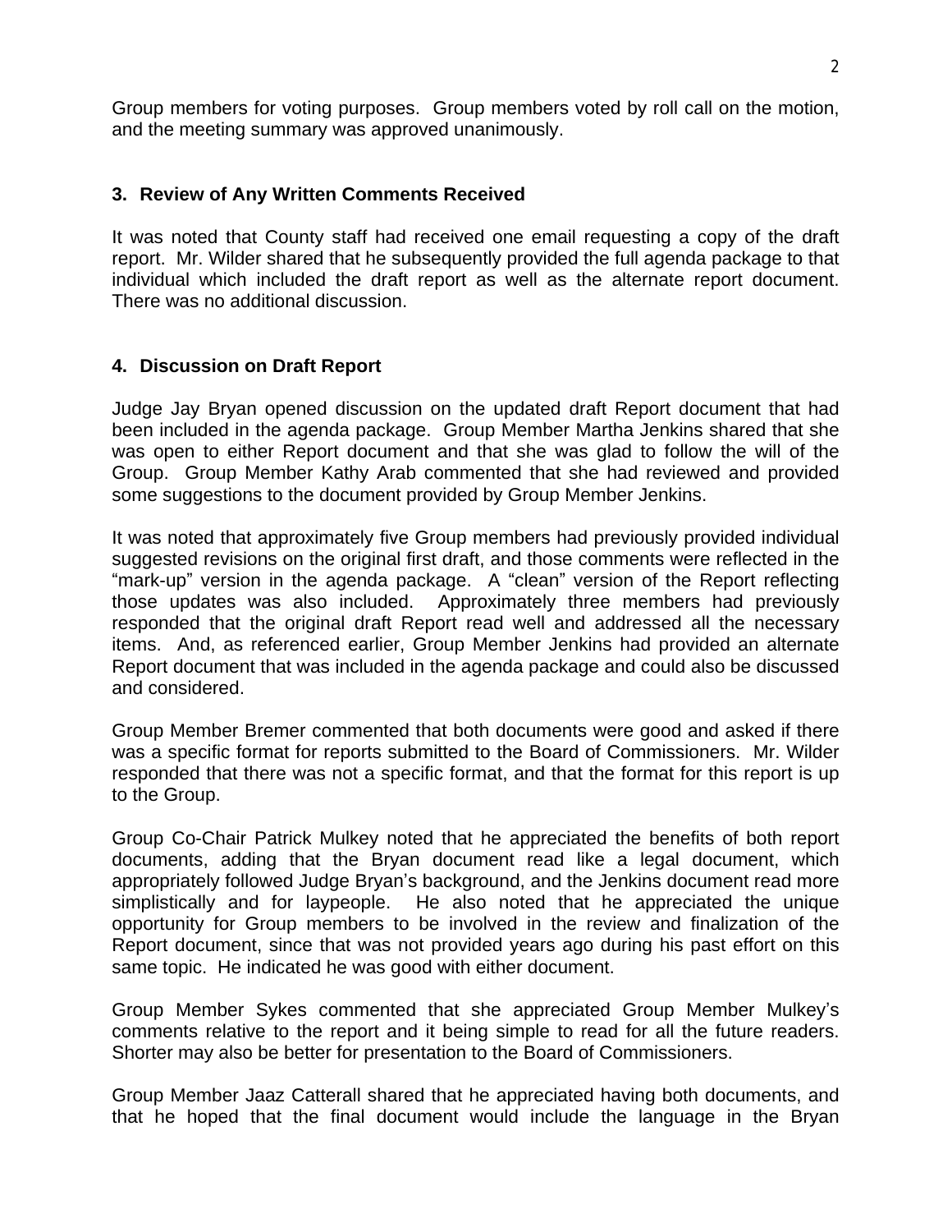Group members for voting purposes. Group members voted by roll call on the motion, and the meeting summary was approved unanimously.

### 3. Review of Any Written Comments Received

It was noted that County staff had received one email requesting a copy of the draft report. Mr. Wilder shared that he subsequently provided the full agenda package to that individual which included the draft report as well as the alternate report document. There was no additional discussion.

### 4. Discussion on Draft Report

Judge Jay Bryan opened discussion on the updated draft Report document that had been included in the agenda package. Group Member Martha Jenkins shared that she was open to either Report document and that she was glad to follow the will of the Group. Group Member Kathy Arab commented that she had reviewed and provided some suggestions to the document provided by Group Member Jenkins.

It was noted that approximately five Group members had previously provided individual suggested revisions on the original first draft, and those comments were reflected in the "mark-up" version in the agenda package. A "clean" version of the Report reflecting those updates was also included. Approximately three members had previously responded that the original draft Report read well and addressed all the necessary items. And, as referenced earlier, Group Member Jenkins had provided an alternate Report document that was included in the agenda package and could also be discussed and considered.

Group Member Bremer commented that both documents were good and asked if there was a specific format for reports submitted to the Board of Commissioners. Mr. Wilder responded that there was not a specific format, and that the format for this report is up to the Group.

Group Co-Chair Patrick Mulkey noted that he appreciated the benefits of both report documents, adding that the Bryan document read like a legal document, which appropriately followed Judge Bryan's background, and the Jenkins document read more simplistically and for laypeople. He also noted that he appreciated the unique opportunity for Group members to be involved in the review and finalization of the Report document, since that was not provided years ago during his past effort on this same topic. He indicated he was good with either document.

Group Member Sykes commented that she appreciated Group Member Mulkey's comments relative to the report and it being simple to read for all the future readers. Shorter may also be better for presentation to the Board of Commissioners.

Group Member Jaaz Catterall shared that he appreciated having both documents, and that he hoped that the final document would include the language in the Bryan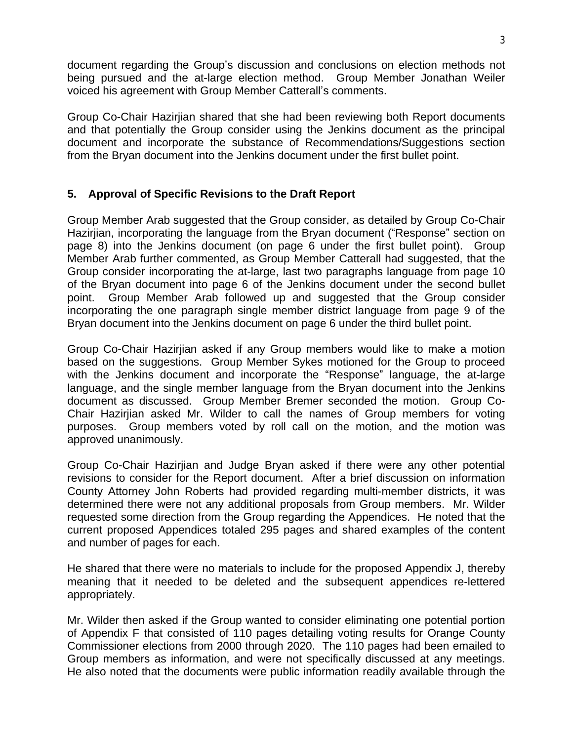document regarding the Group's discussion and conclusions on election methods not being pursued and the at-large election method. Group Member Jonathan Weiler voiced his agreement with Group Member Catterall's comments.

Group Co-Chair Hazirjian shared that she had been reviewing both Report documents and that potentially the Group consider using the Jenkins document as the principal document and incorporate the substance of Recommendations/Suggestions section from the Bryan document into the Jenkins document under the first bullet point.

## 5. Approval of Specific Revisions to the Draft Report

Group Member Arab suggested that the Group consider, as detailed by Group Co-Chair Hazirjian, incorporating the language from the Bryan document ("Response" section on page 8) into the Jenkins document (on page 6 under the first bullet point). Group Member Arab further commented, as Group Member Catterall had suggested, that the Group consider incorporating the at-large, last two paragraphs language from page 10 of the Bryan document into page 6 of the Jenkins document under the second bullet point. Group Member Arab followed up and suggested that the Group consider incorporating the one paragraph single member district language from page 9 of the Bryan document into the Jenkins document on page 6 under the third bullet point.

Group Co-Chair Hazirjian asked if any Group members would like to make a motion based on the suggestions. Group Member Sykes motioned for the Group to proceed with the Jenkins document and incorporate the "Response" language, the at-large language, and the single member language from the Bryan document into the Jenkins document as discussed. Group Member Bremer seconded the motion. Group Co-Chair Hazirjian asked Mr. Wilder to call the names of Group members for voting purposes. Group members voted by roll call on the motion, and the motion was approved unanimously.

Group Co-Chair Hazirjian and Judge Bryan asked if there were any other potential revisions to consider for the Report document. After a brief discussion on information County Attorney John Roberts had provided regarding multi-member districts, it was determined there were not any additional proposals from Group members. Mr. Wilder requested some direction from the Group regarding the Appendices. He noted that the current proposed Appendices totaled 295 pages and shared examples of the content and number of pages for each.

He shared that there were no materials to include for the proposed Appendix J, thereby meaning that it needed to be deleted and the subsequent appendices re-lettered appropriately.

Mr. Wilder then asked if the Group wanted to consider eliminating one potential portion of Appendix F that consisted of 110 pages detailing voting results for Orange County Commissioner elections from 2000 through 2020. The 110 pages had been emailed to Group members as information, and were not specifically discussed at any meetings. He also noted that the documents were public information readily available through the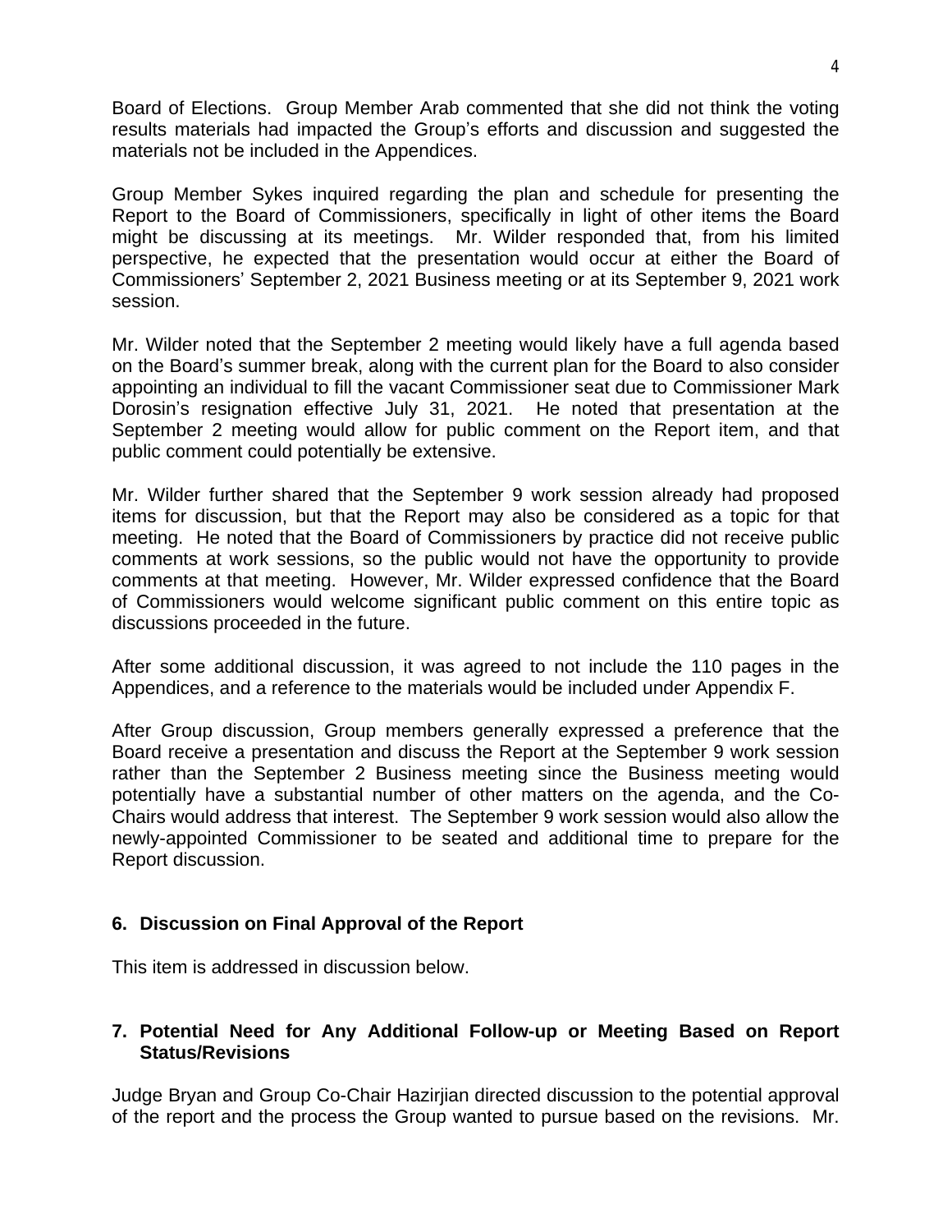Board of Elections. Group Member Arab commented that she did not think the voting results materials had impacted the Group's efforts and discussion and suggested the materials not be included in the Appendices.

Group Member Sykes inquired regarding the plan and schedule for presenting the Report to the Board of Commissioners, specifically in light of other items the Board might be discussing at its meetings. Mr. Wilder responded that, from his limited perspective, he expected that the presentation would occur at either the Board of Commissioners' September 2, 2021 Business meeting or at its September 9, 2021 work session.

Mr. Wilder noted that the September 2 meeting would likely have a full agenda based on the Board's summer break, along with the current plan for the Board to also consider appointing an individual to fill the vacant Commissioner seat due to Commissioner Mark Dorosin's resignation effective July 31, 2021. He noted that presentation at the September 2 meeting would allow for public comment on the Report item, and that public comment could potentially be extensive.

Mr. Wilder further shared that the September 9 work session already had proposed items for discussion, but that the Report may also be considered as a topic for that meeting. He noted that the Board of Commissioners by practice did not receive public comments at work sessions, so the public would not have the opportunity to provide comments at that meeting. However, Mr. Wilder expressed confidence that the Board of Commissioners would welcome significant public comment on this entire topic as discussions proceeded in the future.

After some additional discussion, it was agreed to not include the 110 pages in the Appendices, and a reference to the materials would be included under Appendix F.

After Group discussion, Group members generally expressed a preference that the Board receive a presentation and discuss the Report at the September 9 work session rather than the September 2 Business meeting since the Business meeting would potentially have a substantial number of other matters on the agenda, and the Co-Chairs would address that interest. The September 9 work session would also allow the newly-appointed Commissioner to be seated and additional time to prepare for the Report discussion.

## 6. Discussion on Final Approval of the Report

This item is addressed in discussion below.

## 7. Potential Need for Any Additional Follow-up or Meeting Based on Report Status/Revisions

Judge Bryan and Group Co-Chair Hazirjian directed discussion to the potential approval of the report and the process the Group wanted to pursue based on the revisions. Mr.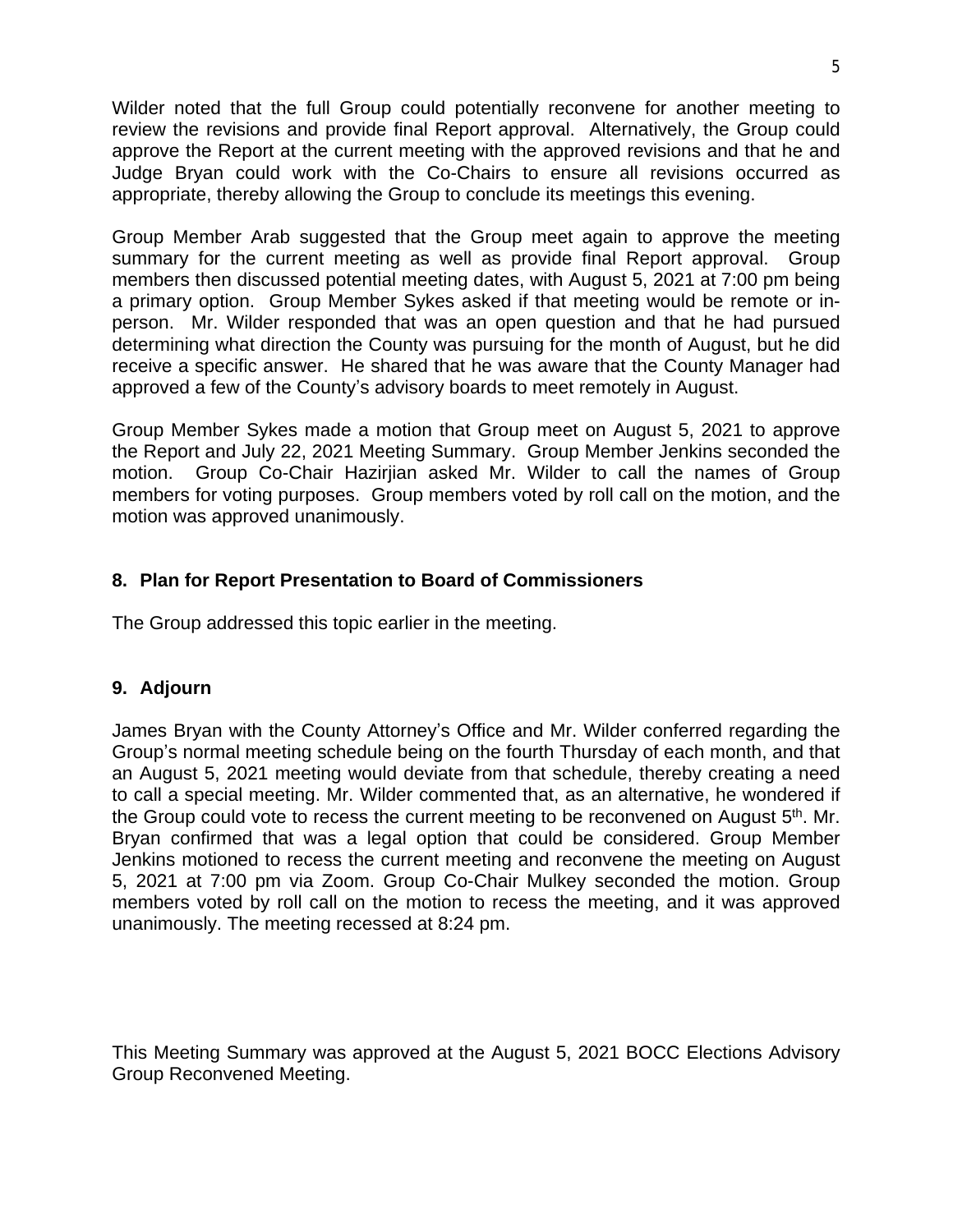Wilder noted that the full Group could potentially reconvene for another meeting to review the revisions and provide final Report approval. Alternatively, the Group could approve the Report at the current meeting with the approved revisions and that he and Judge Bryan could work with the Co-Chairs to ensure all revisions occurred as appropriate, thereby allowing the Group to conclude its meetings this evening.

Group Member Arab suggested that the Group meet again to approve the meeting summary for the current meeting as well as provide final Report approval. Group members then discussed potential meeting dates, with August 5, 2021 at 7:00 pm being a primary option. Group Member Sykes asked if that meeting would be remote or in-person. Mr. Wilder responded that was an open question and that he had pursued determining what direction the County was pursuing for the month of August, but he did receive a specific answer. He shared that he was aware that the County Manager had approved a few of the County's advisory boards to meet remotely in August.

Group Member Sykes made a motion that Group meet on August 5, 2021 to approve the Report and July 22, 2021 Meeting Summary. Group Member Jenkins seconded the motion. Group Co-Chair Hazirjian asked Mr. Wilder to call the names of Group members for voting purposes. Group members voted by roll call on the motion, and the motion was approved unanimously.

## 8. Plan for Report Presentation to Board of Commissioners

The Group addressed this topic earlier in the meeting.

## 9. Adjourn

James Bryan with the County Attorney's Office and Mr. Wilder conferred regarding the Group's normal meeting schedule being on the fourth Thursday of each month, and that an August 5, 2021 meeting would deviate from that schedule, thereby creating a need to call a special meeting. Mr. Wilder commented that, as an alternative, he wondered if the Group could vote to recess the current meeting to be reconvened on August 5th. Mr. Bryan confirmed that was a legal option that could be considered. Group Member Jenkins motioned to recess the current meeting and reconvene the meeting on August 5, 2021 at 7:00 pm via Zoom. Group Co-Chair Mulkey seconded the motion. Group members voted by roll call on the motion to recess the meeting, and it was approved unanimously. The meeting recessed at 8:24 pm.

This Meeting Summary was approved at the August 5, 2021 BOCC Elections Advisory Group Reconvened Meeting.